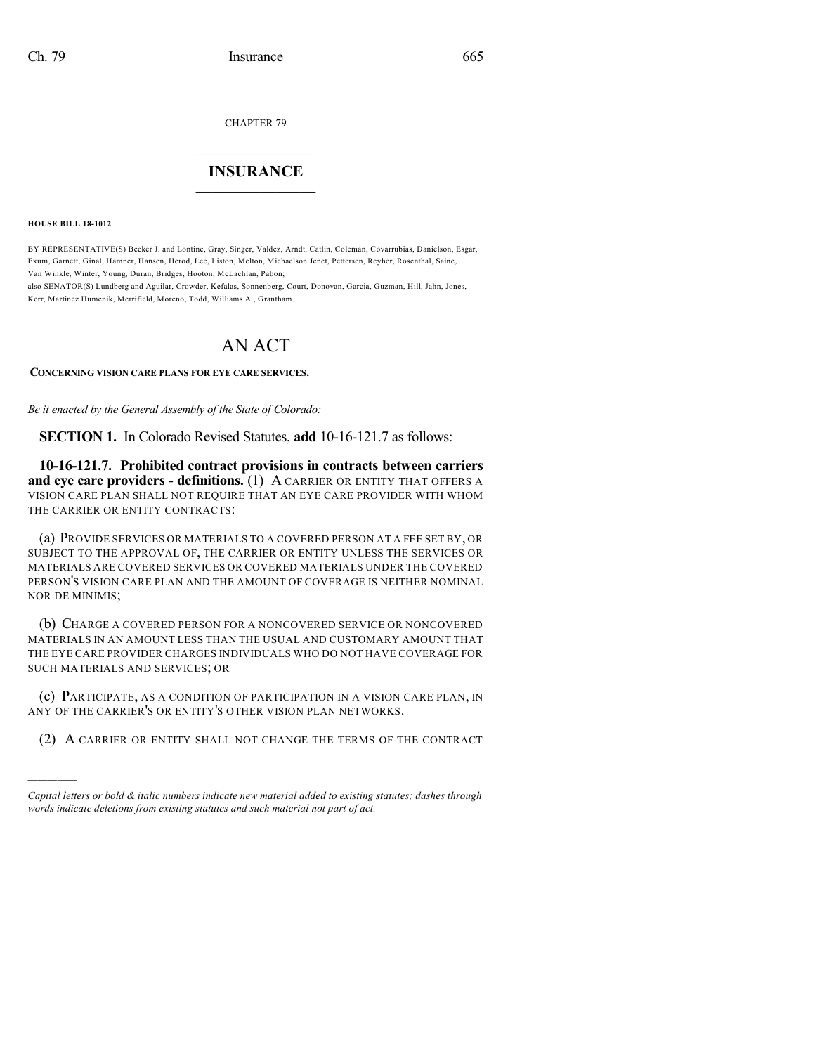CHAPTER 79

## INSURANCE

**HOUSE BILL 18-1012**

BY REPRESENTATIVE(S) Becker J. and Lontine, Gray, Singer, Valdez, Arndt, Catlin, Coleman, Covarrubias, Danielson, Esgar, Exum, Garnett, Ginal, Hamner, Hansen, Herod, Lee, Liston, Melton, Michaelson Jenet, Pettersen, Reyher, Rosenthal, Saine, Van Winkle, Winter, Young, Duran, Bridges, Hooton, McLachlan, Pabon;
also SENATOR(S) Lundberg and Aguilar, Crowder, Kefalas, Sonnenberg, Court, Donovan, Garcia, Guzman, Hill, Jahn, Jones, Kerr, Martinez Humenik, Merrifield, Moreno, Todd, Williams A., Grantham.

# AN ACT

**CONCERNING VISION CARE PLANS FOR EYE CARE SERVICES.**

*Be it enacted by the General Assembly of the State of Colorado:*

**SECTION 1.** In Colorado Revised Statutes, **add** 10-16-121.7 as follows:

**10-16-121.7. Prohibited contract provisions in contracts between carriers and eye care providers - definitions.** (1) A CARRIER OR ENTITY THAT OFFERS A VISION CARE PLAN SHALL NOT REQUIRE THAT AN EYE CARE PROVIDER WITH WHOM THE CARRIER OR ENTITY CONTRACTS:

(a) PROVIDE SERVICES OR MATERIALS TO A COVERED PERSON AT A FEE SET BY, OR SUBJECT TO THE APPROVAL OF, THE CARRIER OR ENTITY UNLESS THE SERVICES OR MATERIALS ARE COVERED SERVICES OR COVERED MATERIALS UNDER THE COVERED PERSON'S VISION CARE PLAN AND THE AMOUNT OF COVERAGE IS NEITHER NOMINAL NOR DE MINIMIS;

(b) CHARGE A COVERED PERSON FOR A NONCOVERED SERVICE OR NONCOVERED MATERIALS IN AN AMOUNT LESS THAN THE USUAL AND CUSTOMARY AMOUNT THAT THE EYE CARE PROVIDER CHARGES INDIVIDUALS WHO DO NOT HAVE COVERAGE FOR SUCH MATERIALS AND SERVICES; OR

(c) PARTICIPATE, AS A CONDITION OF PARTICIPATION IN A VISION CARE PLAN, IN ANY OF THE CARRIER'S OR ENTITY'S OTHER VISION PLAN NETWORKS.

(2) A CARRIER OR ENTITY SHALL NOT CHANGE THE TERMS OF THE CONTRACT

---

*Capital letters or bold & italic numbers indicate new material added to existing statutes; dashes through words indicate deletions from existing statutes and such material not part of act.*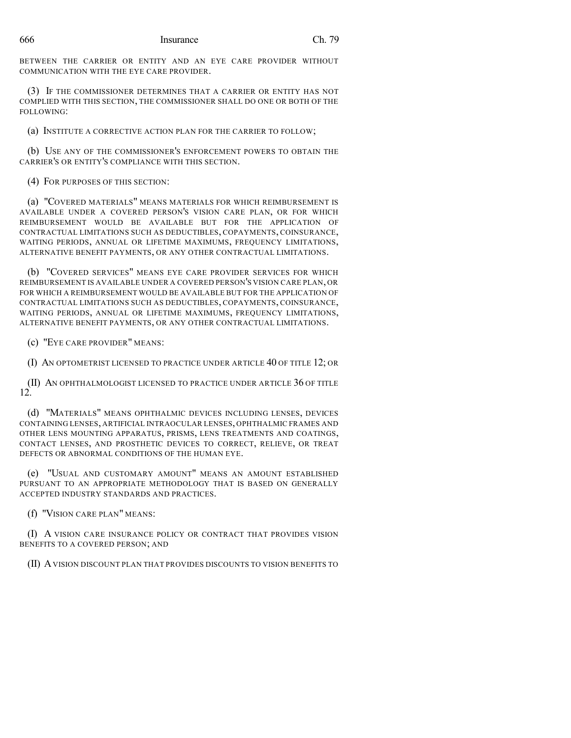BETWEEN THE CARRIER OR ENTITY AND AN EYE CARE PROVIDER WITHOUT COMMUNICATION WITH THE EYE CARE PROVIDER.

(3) IF THE COMMISSIONER DETERMINES THAT A CARRIER OR ENTITY HAS NOT COMPLIED WITH THIS SECTION, THE COMMISSIONER SHALL DO ONE OR BOTH OF THE FOLLOWING:

(a) INSTITUTE A CORRECTIVE ACTION PLAN FOR THE CARRIER TO FOLLOW;

(b) USE ANY OF THE COMMISSIONER'S ENFORCEMENT POWERS TO OBTAIN THE CARRIER'S OR ENTITY'S COMPLIANCE WITH THIS SECTION.

(4) FOR PURPOSES OF THIS SECTION:

(a) "COVERED MATERIALS" MEANS MATERIALS FOR WHICH REIMBURSEMENT IS AVAILABLE UNDER A COVERED PERSON'S VISION CARE PLAN, OR FOR WHICH REIMBURSEMENT WOULD BE AVAILABLE BUT FOR THE APPLICATION OF CONTRACTUAL LIMITATIONS SUCH AS DEDUCTIBLES, COPAYMENTS, COINSURANCE, WAITING PERIODS, ANNUAL OR LIFETIME MAXIMUMS, FREQUENCY LIMITATIONS, ALTERNATIVE BENEFIT PAYMENTS, OR ANY OTHER CONTRACTUAL LIMITATIONS.

(b) "COVERED SERVICES" MEANS EYE CARE PROVIDER SERVICES FOR WHICH REIMBURSEMENT IS AVAILABLE UNDER A COVERED PERSON'S VISION CARE PLAN, OR FOR WHICH A REIMBURSEMENT WOULD BE AVAILABLE BUT FOR THE APPLICATION OF CONTRACTUAL LIMITATIONS SUCH AS DEDUCTIBLES, COPAYMENTS, COINSURANCE, WAITING PERIODS, ANNUAL OR LIFETIME MAXIMUMS, FREQUENCY LIMITATIONS, ALTERNATIVE BENEFIT PAYMENTS, OR ANY OTHER CONTRACTUAL LIMITATIONS.

(c) "EYE CARE PROVIDER" MEANS:

(I) AN OPTOMETRIST LICENSED TO PRACTICE UNDER ARTICLE 40 OF TITLE 12; OR

(II) AN OPHTHALMOLOGIST LICENSED TO PRACTICE UNDER ARTICLE 36 OF TITLE 12.

(d) "MATERIALS" MEANS OPHTHALMIC DEVICES INCLUDING LENSES, DEVICES CONTAINING LENSES, ARTIFICIAL INTRAOCULAR LENSES, OPHTHALMIC FRAMES AND OTHER LENS MOUNTING APPARATUS, PRISMS, LENS TREATMENTS AND COATINGS, CONTACT LENSES, AND PROSTHETIC DEVICES TO CORRECT, RELIEVE, OR TREAT DEFECTS OR ABNORMAL CONDITIONS OF THE HUMAN EYE.

(e) "USUAL AND CUSTOMARY AMOUNT" MEANS AN AMOUNT ESTABLISHED PURSUANT TO AN APPROPRIATE METHODOLOGY THAT IS BASED ON GENERALLY ACCEPTED INDUSTRY STANDARDS AND PRACTICES.

(f) "VISION CARE PLAN" MEANS:

(I) A VISION CARE INSURANCE POLICY OR CONTRACT THAT PROVIDES VISION BENEFITS TO A COVERED PERSON; AND

(II) A VISION DISCOUNT PLAN THAT PROVIDES DISCOUNTS TO VISION BENEFITS TO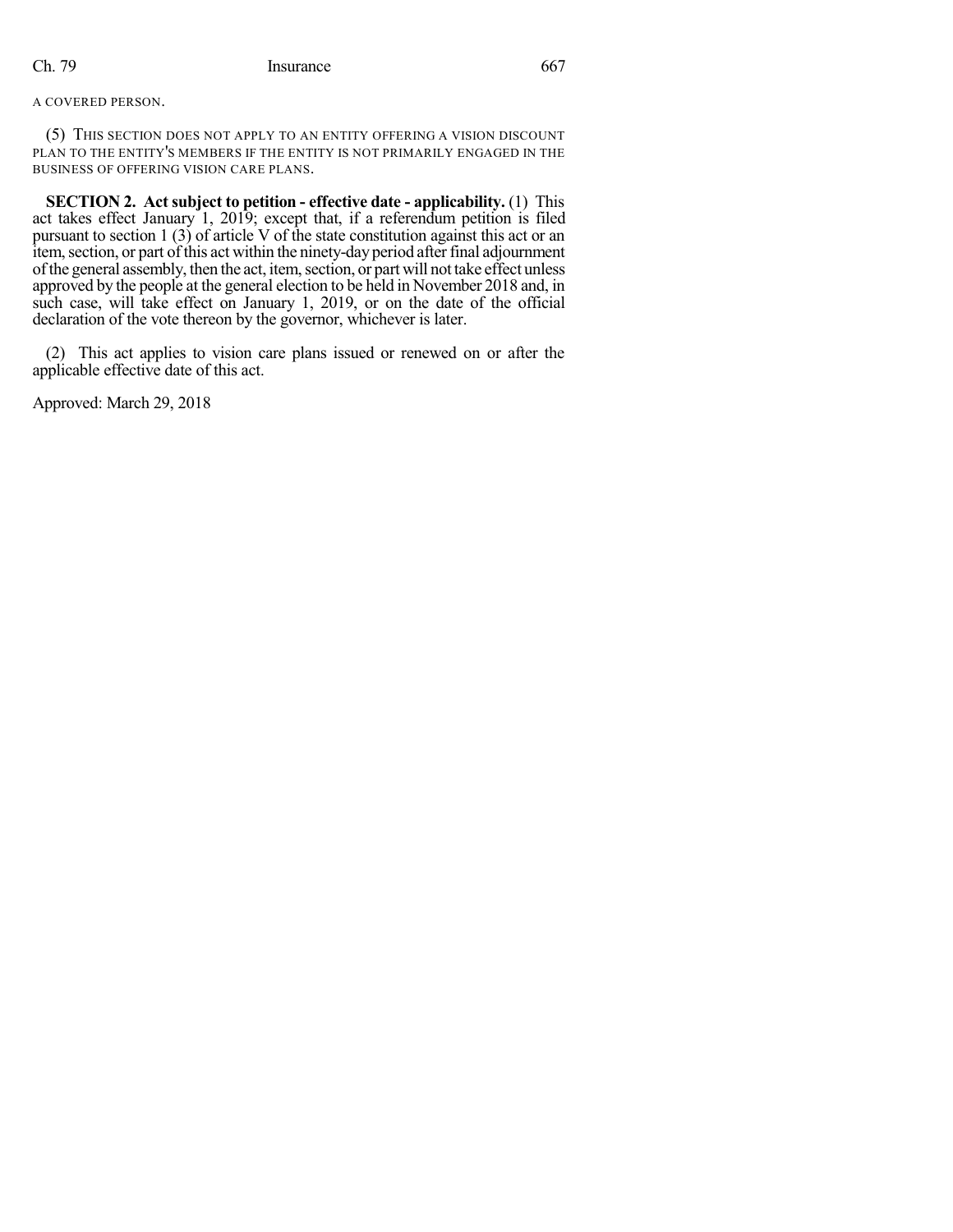A COVERED PERSON.

(5) THIS SECTION DOES NOT APPLY TO AN ENTITY OFFERING A VISION DISCOUNT PLAN TO THE ENTITY'S MEMBERS IF THE ENTITY IS NOT PRIMARILY ENGAGED IN THE BUSINESS OF OFFERING VISION CARE PLANS.

**SECTION 2. Act subject to petition - effective date - applicability.** (1) This act takes effect January 1, 2019; except that, if a referendum petition is filed pursuant to section 1 (3) of article V of the state constitution against this act or an item, section, or part of this act within the ninety-day period after final adjournment of the general assembly, then the act, item, section, or part will not take effect unless approved by the people at the general election to be held in November 2018 and, in such case, will take effect on January 1, 2019, or on the date of the official declaration of the vote thereon by the governor, whichever is later.

(2) This act applies to vision care plans issued or renewed on or after the applicable effective date of this act.

Approved: March 29, 2018